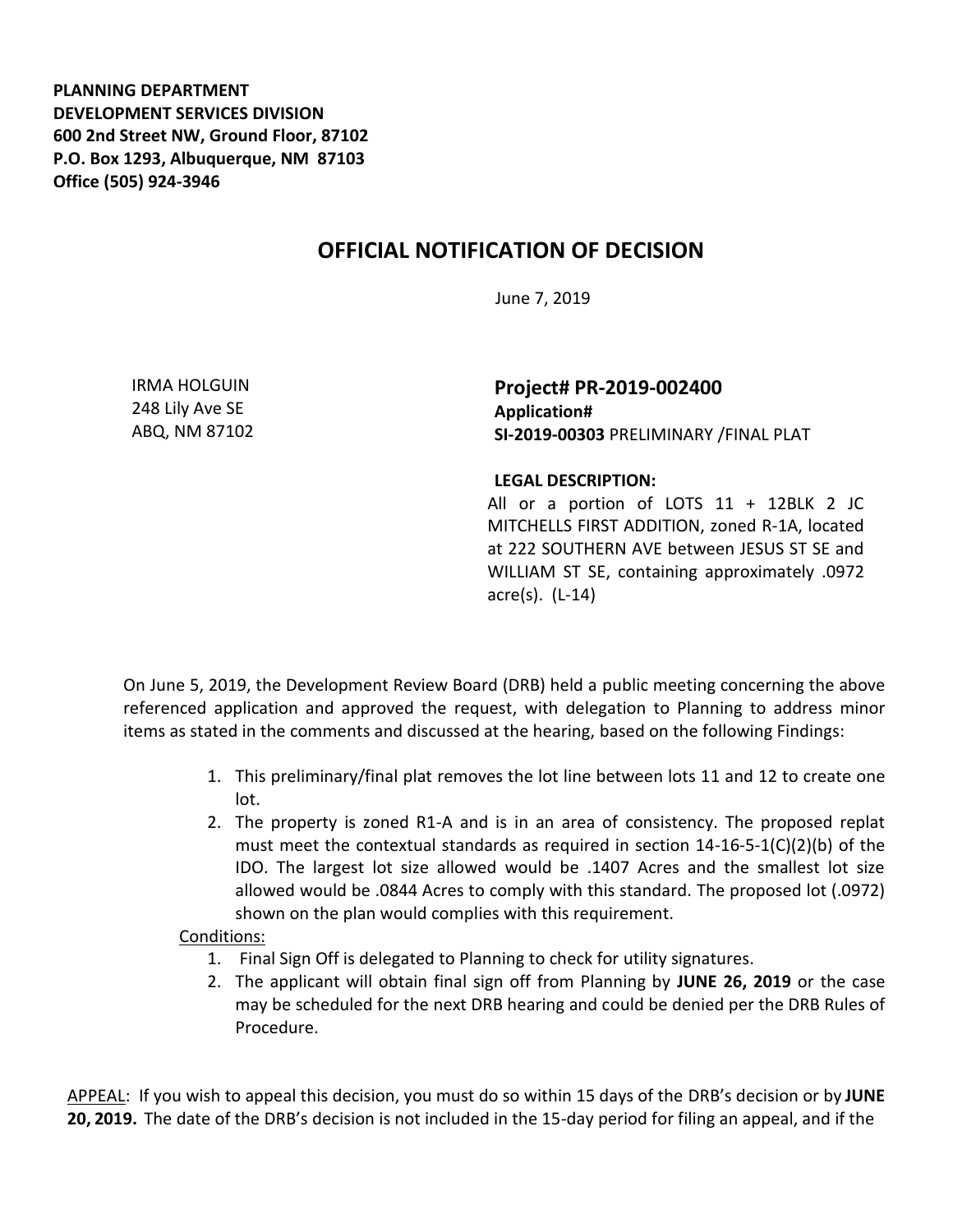**PLANNING DEPARTMENT**
**DEVELOPMENT SERVICES DIVISION**
**600 2nd Street NW, Ground Floor, 87102**
**P.O. Box 1293, Albuquerque, NM 87103**
**Office (505) 924-3946**

# OFFICIAL NOTIFICATION OF DECISION

June 7, 2019

IRMA HOLGUIN
248 Lily Ave SE
ABQ, NM 87102

## Project# PR-2019-002400

**Application#**
**SI-2019-00303** PRELIMINARY /FINAL PLAT

**LEGAL DESCRIPTION:**
All or a portion of LOTS 11 + 12BLK 2 JC MITCHELLS FIRST ADDITION, zoned R-1A, located at 222 SOUTHERN AVE between JESUS ST SE and WILLIAM ST SE, containing approximately .0972 acre(s). (L-14)

On June 5, 2019, the Development Review Board (DRB) held a public meeting concerning the above referenced application and approved the request, with delegation to Planning to address minor items as stated in the comments and discussed at the hearing, based on the following Findings:

1. This preliminary/final plat removes the lot line between lots 11 and 12 to create one lot.
2. The property is zoned R1-A and is in an area of consistency. The proposed replat must meet the contextual standards as required in section 14-16-5-1(C)(2)(b) of the IDO. The largest lot size allowed would be .1407 Acres and the smallest lot size allowed would be .0844 Acres to comply with this standard. The proposed lot (.0972) shown on the plan would complies with this requirement.

Conditions:

1. Final Sign Off is delegated to Planning to check for utility signatures.
2. The applicant will obtain final sign off from Planning by **JUNE 26, 2019** or the case may be scheduled for the next DRB hearing and could be denied per the DRB Rules of Procedure.

APPEAL: If you wish to appeal this decision, you must do so within 15 days of the DRB's decision or by **JUNE 20, 2019.** The date of the DRB's decision is not included in the 15-day period for filing an appeal, and if the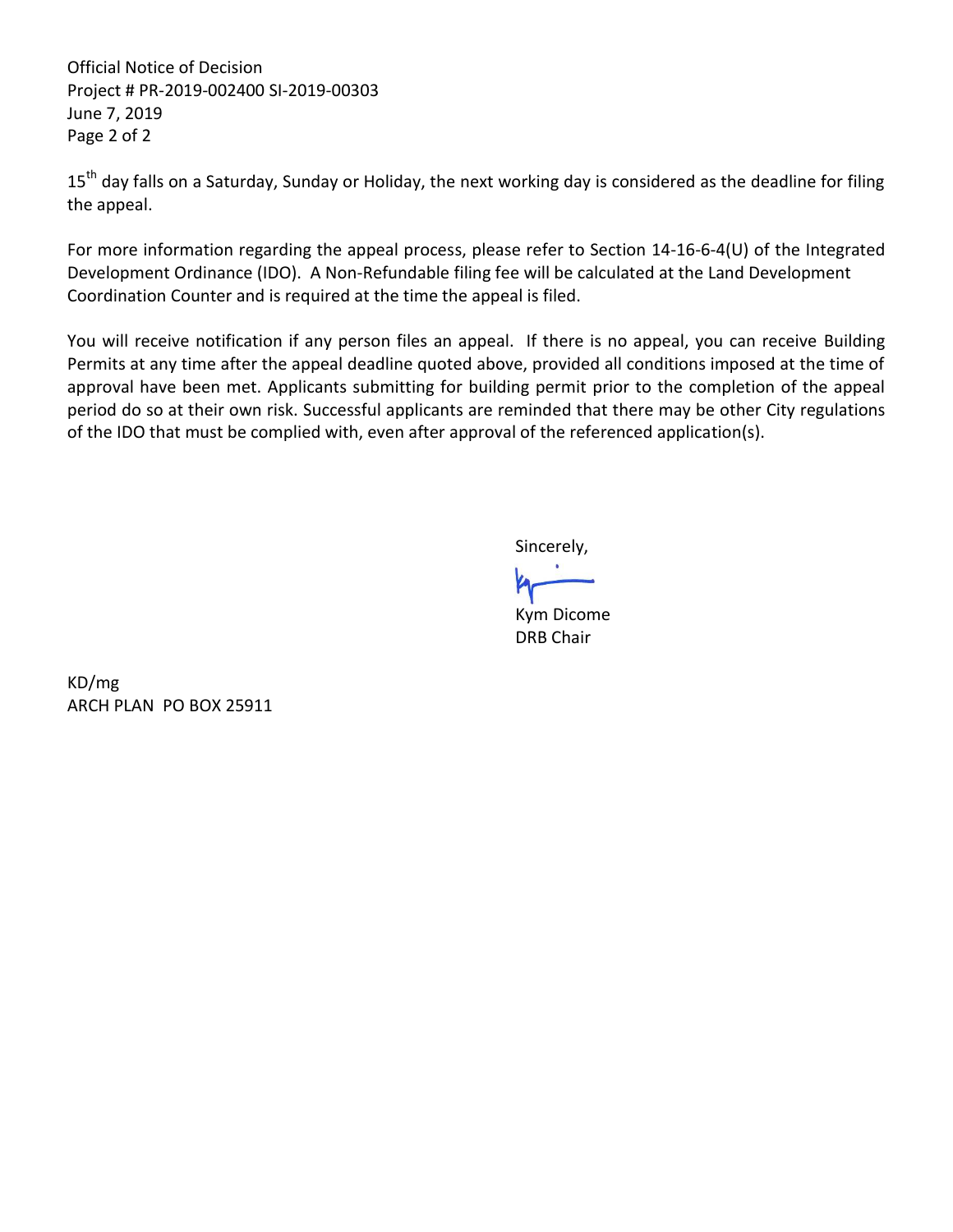15th day falls on a Saturday, Sunday or Holiday, the next working day is considered as the deadline for filing the appeal.

For more information regarding the appeal process, please refer to Section 14-16-6-4(U) of the Integrated Development Ordinance (IDO). A Non-Refundable filing fee will be calculated at the Land Development Coordination Counter and is required at the time the appeal is filed.

You will receive notification if any person files an appeal. If there is no appeal, you can receive Building Permits at any time after the appeal deadline quoted above, provided all conditions imposed at the time of approval have been met. Applicants submitting for building permit prior to the completion of the appeal period do so at their own risk. Successful applicants are reminded that there may be other City regulations of the IDO that must be complied with, even after approval of the referenced application(s).

Sincerely,

Kym Dicome
DRB Chair

KD/mg
ARCH PLAN PO BOX 25911